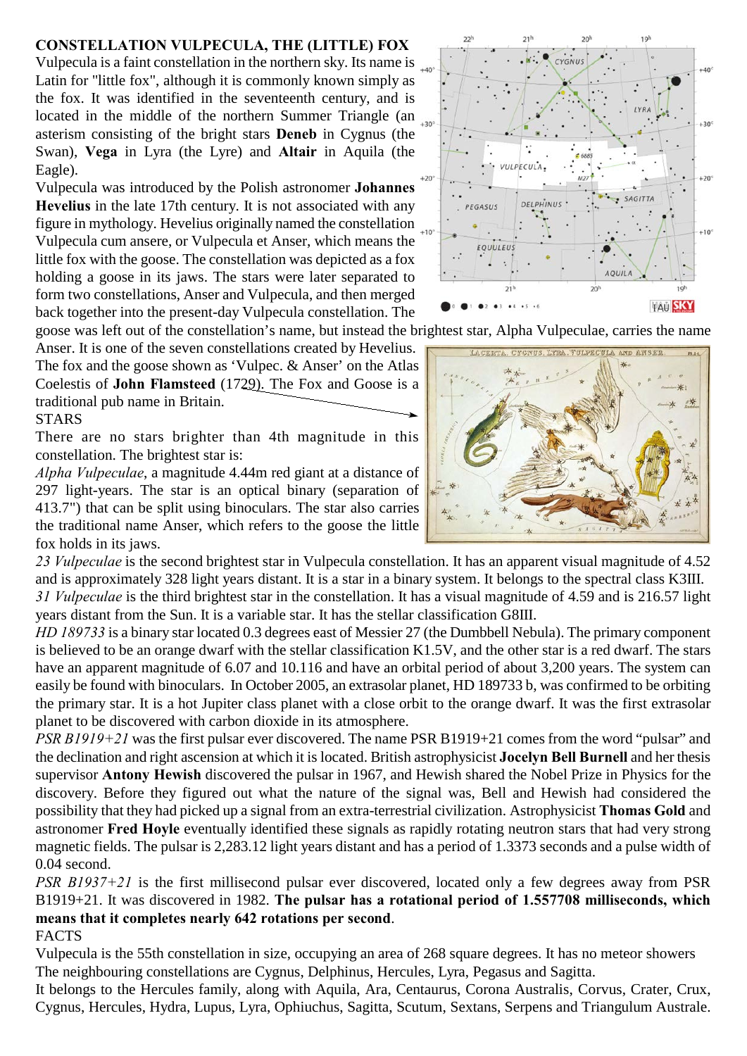**CONSTELLATION VULPECULA, THE (LITTLE) FOX**

Vulpecula is a faint constellation in the northern sky. Its name is Latin for "little fox", although it is commonly known simply as the fox. It was identified in the seventeenth century, and is located in the middle of the northern Summer Triangle (an asterism consisting of the bright stars **Deneb** in Cygnus (the Swan), **Vega** in Lyra (the Lyre) and **Altair** in Aquila (the Eagle).

Vulpecula was introduced by the Polish astronomer **Johannes Hevelius** in the late 17th century. It is not associated with any figure in mythology. Hevelius originally named the constellation Vulpecula cum ansere, or Vulpecula et Anser, which means the little fox with the goose. The constellation was depicted as a fox holding a goose in its jaws. The stars were later separated to form two constellations, Anser and Vulpecula, and then merged back together into the present-day Vulpecula constellation. The goose was left out of the constellation's name, but instead the brightest star, Alpha Vulpeculae, carries the name Anser. It is one of the seven constellations created by Hevelius. The fox and the goose shown as 'Vulpec. & Anser' on the Atlas Coelestis of **John Flamsteed** (1729). The Fox and Goose is a traditional pub name in Britain.

STARS

There are no stars brighter than 4th magnitude in this constellation. The brightest star is:

*Alpha Vulpeculae*, a magnitude 4.44m red giant at a distance of 297 light-years. The star is an optical binary (separation of 413.7") that can be split using binoculars. The star also carries the traditional name Anser, which refers to the goose the little fox holds in its jaws.

*23 Vulpeculae* is the second brightest star in Vulpecula constellation. It has an apparent visual magnitude of 4.52 and is approximately 328 light years distant. It is a star in a binary system. It belongs to the spectral class K3III.

*31 Vulpeculae* is the third brightest star in the constellation. It has a visual magnitude of 4.59 and is 216.57 light years distant from the Sun. It is a variable star. It has the stellar classification G8III.

*HD 189733* is a binary star located 0.3 degrees east of Messier 27 (the Dumbbell Nebula). The primary component is believed to be an orange dwarf with the stellar classification K1.5V, and the other star is a red dwarf. The stars have an apparent magnitude of 6.07 and 10.116 and have an orbital period of about 3,200 years. The system can easily be found with binoculars. In October 2005, an extrasolar planet, HD 189733 b, was confirmed to be orbiting the primary star. It is a hot Jupiter class planet with a close orbit to the orange dwarf. It was the first extrasolar planet to be discovered with carbon dioxide in its atmosphere.

*PSR B1919+21* was the first pulsar ever discovered. The name PSR B1919+21 comes from the word "pulsar" and the declination and right ascension at which it is located. British astrophysicist **Jocelyn Bell Burnell** and her thesis supervisor **Antony Hewish** discovered the pulsar in 1967, and Hewish shared the Nobel Prize in Physics for the discovery. Before they figured out what the nature of the signal was, Bell and Hewish had considered the possibility that they had picked up a signal from an extra-terrestrial civilization. Astrophysicist **Thomas Gold** and astronomer **Fred Hoyle** eventually identified these signals as rapidly rotating neutron stars that had very strong magnetic fields. The pulsar is 2,283.12 light years distant and has a period of 1.3373 seconds and a pulse width of 0.04 second.

*PSR B1937+21* is the first millisecond pulsar ever discovered, located only a few degrees away from PSR B1919+21. It was discovered in 1982. **The pulsar has a rotational period of 1.557708 milliseconds, which means that it completes nearly 642 rotations per second**.

FACTS

Vulpecula is the 55th constellation in size, occupying an area of 268 square degrees. It has no meteor showers

The neighbouring constellations are Cygnus, Delphinus, Hercules, Lyra, Pegasus and Sagitta.

It belongs to the Hercules family, along with Aquila, Ara, Centaurus, Corona Australis, Corvus, Crater, Crux, Cygnus, Hercules, Hydra, Lupus, Lyra, Ophiuchus, Sagitta, Scutum, Sextans, Serpens and Triangulum Australe.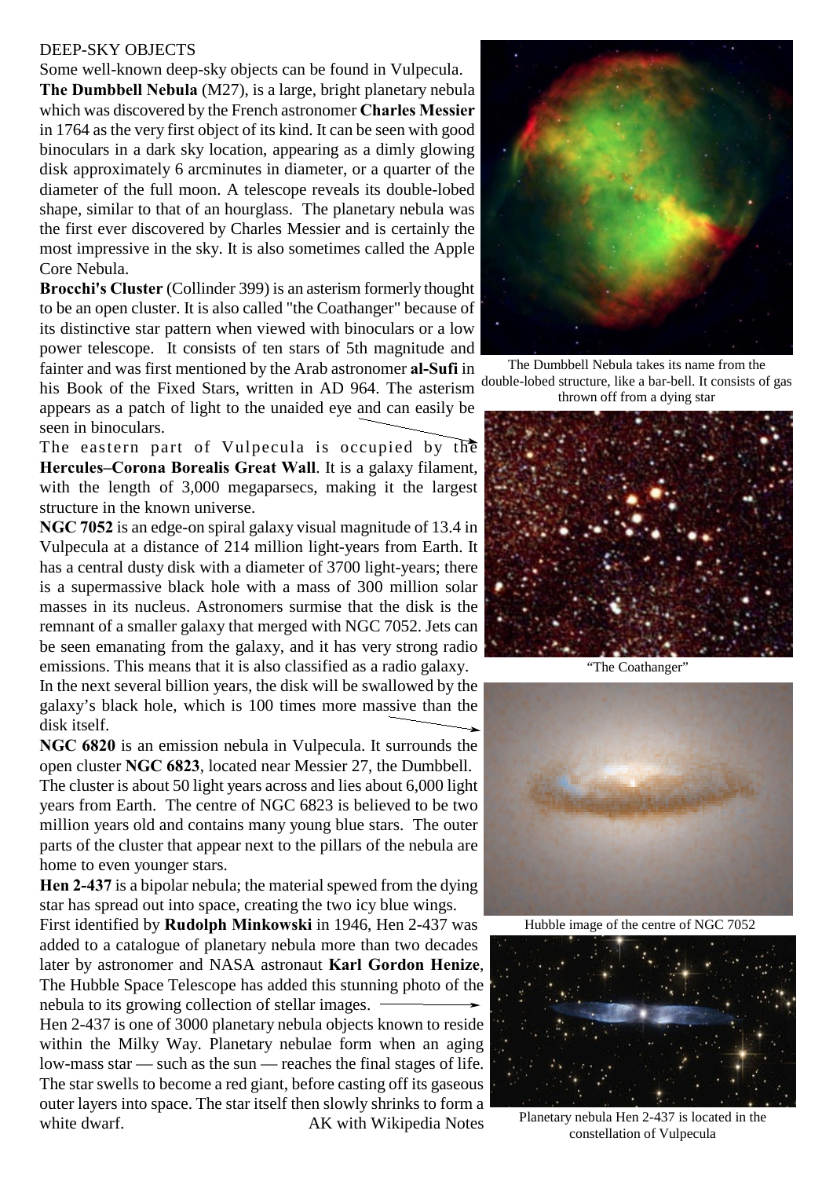DEEP-SKY OBJECTS

Some well-known deep-sky objects can be found in Vulpecula.

**The Dumbbell Nebula** (M27), is a large, bright planetary nebula which was discovered by the French astronomer **Charles Messier** in 1764 as the very first object of its kind. It can be seen with good binoculars in a dark sky location, appearing as a dimly glowing disk approximately 6 arcminutes in diameter, or a quarter of the diameter of the full moon. A telescope reveals its double-lobed shape, similar to that of an hourglass. The planetary nebula was the first ever discovered by Charles Messier and is certainly the most impressive in the sky. It is also sometimes called the Apple Core Nebula.

**Brocchi's Cluster** (Collinder 399) is an asterism formerly thought to be an open cluster. It is also called "the Coathanger" because of its distinctive star pattern when viewed with binoculars or a low power telescope. It consists of ten stars of 5th magnitude and fainter and was first mentioned by the Arab astronomer **al-Sufi** in his Book of the Fixed Stars, written in AD 964. The asterism appears as a patch of light to the unaided eye and can easily be seen in binoculars.

The eastern part of Vulpecula is occupied by the **Hercules–Corona Borealis Great Wall**. It is a galaxy filament, with the length of 3,000 megaparsecs, making it the largest structure in the known universe.

**NGC 7052** is an edge-on spiral galaxy visual magnitude of 13.4 in Vulpecula at a distance of 214 million light-years from Earth. It has a central dusty disk with a diameter of 3700 light-years; there is a supermassive black hole with a mass of 300 million solar masses in its nucleus. Astronomers surmise that the disk is the remnant of a smaller galaxy that merged with NGC 7052. Jets can be seen emanating from the galaxy, and it has very strong radio emissions. This means that it is also classified as a radio galaxy. In the next several billion years, the disk will be swallowed by the galaxy's black hole, which is 100 times more massive than the disk itself.

**NGC 6820** is an emission nebula in Vulpecula. It surrounds the open cluster **NGC 6823**, located near Messier 27, the Dumbbell. The cluster is about 50 light years across and lies about 6,000 light years from Earth. The centre of NGC 6823 is believed to be two million years old and contains many young blue stars. The outer parts of the cluster that appear next to the pillars of the nebula are home to even younger stars.

**Hen 2-437** is a bipolar nebula; the material spewed from the dying star has spread out into space, creating the two icy blue wings. First identified by **Rudolph Minkowski** in 1946, Hen 2-437 was added to a catalogue of planetary nebula more than two decades later by astronomer and NASA astronaut **Karl Gordon Henize**, The Hubble Space Telescope has added this stunning photo of the nebula to its growing collection of stellar images.

Hen 2-437 is one of 3000 planetary nebula objects known to reside within the Milky Way. Planetary nebulae form when an aging low-mass star — such as the sun — reaches the final stages of life. The star swells to become a red giant, before casting off its gaseous outer layers into space. The star itself then slowly shrinks to form a white dwarf.

AK with Wikipedia Notes

The Dumbbell Nebula takes its name from the double-lobed structure, like a bar-bell. It consists of gas thrown off from a dying star

"The Coathanger"

Hubble image of the centre of NGC 7052

Planetary nebula Hen 2-437 is located in the constellation of Vulpecula